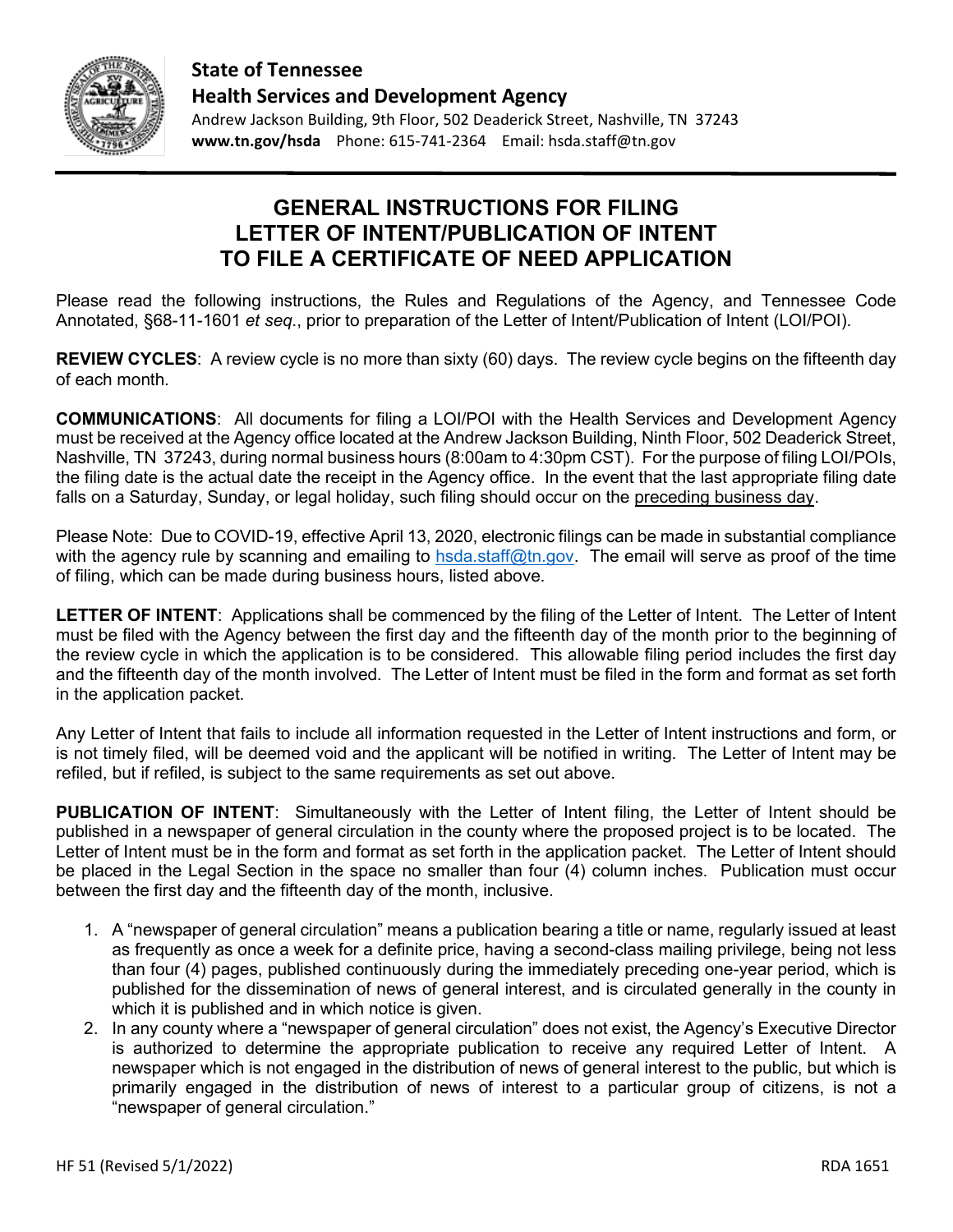**State of Tennessee**
**Health Services and Development Agency**
Andrew Jackson Building, 9th Floor, 502 Deaderick Street, Nashville, TN 37243
**www.tn.gov/hsda** Phone: 615-741-2364 Email: hsda.staff@tn.gov

# GENERAL INSTRUCTIONS FOR FILING LETTER OF INTENT/PUBLICATION OF INTENT TO FILE A CERTIFICATE OF NEED APPLICATION

Please read the following instructions, the Rules and Regulations of the Agency, and Tennessee Code Annotated, §68-11-1601 *et seq.*, prior to preparation of the Letter of Intent/Publication of Intent (LOI/POI).

**REVIEW CYCLES**: A review cycle is no more than sixty (60) days. The review cycle begins on the fifteenth day of each month.

**COMMUNICATIONS**: All documents for filing a LOI/POI with the Health Services and Development Agency must be received at the Agency office located at the Andrew Jackson Building, Ninth Floor, 502 Deaderick Street, Nashville, TN 37243, during normal business hours (8:00am to 4:30pm CST). For the purpose of filing LOI/POIs, the filing date is the actual date the receipt in the Agency office. In the event that the last appropriate filing date falls on a Saturday, Sunday, or legal holiday, such filing should occur on the preceding business day.

Please Note: Due to COVID-19, effective April 13, 2020, electronic filings can be made in substantial compliance with the agency rule by scanning and emailing to hsda.staff@tn.gov. The email will serve as proof of the time of filing, which can be made during business hours, listed above.

**LETTER OF INTENT**: Applications shall be commenced by the filing of the Letter of Intent. The Letter of Intent must be filed with the Agency between the first day and the fifteenth day of the month prior to the beginning of the review cycle in which the application is to be considered. This allowable filing period includes the first day and the fifteenth day of the month involved. The Letter of Intent must be filed in the form and format as set forth in the application packet.

Any Letter of Intent that fails to include all information requested in the Letter of Intent instructions and form, or is not timely filed, will be deemed void and the applicant will be notified in writing. The Letter of Intent may be refiled, but if refiled, is subject to the same requirements as set out above.

**PUBLICATION OF INTENT**: Simultaneously with the Letter of Intent filing, the Letter of Intent should be published in a newspaper of general circulation in the county where the proposed project is to be located. The Letter of Intent must be in the form and format as set forth in the application packet. The Letter of Intent should be placed in the Legal Section in the space no smaller than four (4) column inches. Publication must occur between the first day and the fifteenth day of the month, inclusive.

1. A "newspaper of general circulation" means a publication bearing a title or name, regularly issued at least as frequently as once a week for a definite price, having a second-class mailing privilege, being not less than four (4) pages, published continuously during the immediately preceding one-year period, which is published for the dissemination of news of general interest, and is circulated generally in the county in which it is published and in which notice is given.
2. In any county where a "newspaper of general circulation" does not exist, the Agency's Executive Director is authorized to determine the appropriate publication to receive any required Letter of Intent. A newspaper which is not engaged in the distribution of news of general interest to the public, but which is primarily engaged in the distribution of news of interest to a particular group of citizens, is not a "newspaper of general circulation."

HF 51 (Revised 5/1/2022) RDA 1651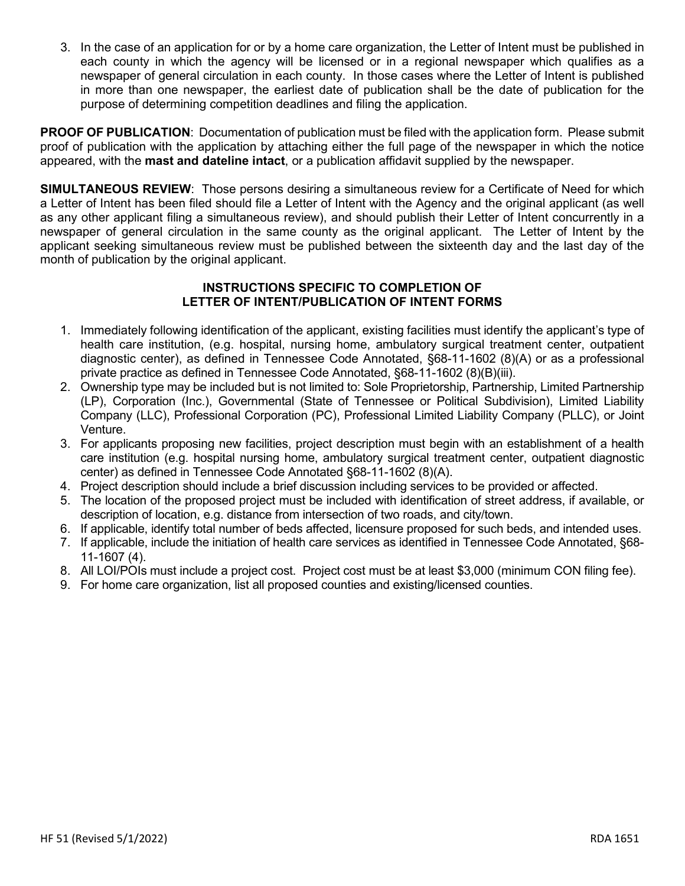3. In the case of an application for or by a home care organization, the Letter of Intent must be published in each county in which the agency will be licensed or in a regional newspaper which qualifies as a newspaper of general circulation in each county. In those cases where the Letter of Intent is published in more than one newspaper, the earliest date of publication shall be the date of publication for the purpose of determining competition deadlines and filing the application.

**PROOF OF PUBLICATION**: Documentation of publication must be filed with the application form. Please submit proof of publication with the application by attaching either the full page of the newspaper in which the notice appeared, with the **mast and dateline intact**, or a publication affidavit supplied by the newspaper.

**SIMULTANEOUS REVIEW**: Those persons desiring a simultaneous review for a Certificate of Need for which a Letter of Intent has been filed should file a Letter of Intent with the Agency and the original applicant (as well as any other applicant filing a simultaneous review), and should publish their Letter of Intent concurrently in a newspaper of general circulation in the same county as the original applicant. The Letter of Intent by the applicant seeking simultaneous review must be published between the sixteenth day and the last day of the month of publication by the original applicant.

## INSTRUCTIONS SPECIFIC TO COMPLETION OF LETTER OF INTENT/PUBLICATION OF INTENT FORMS

1. Immediately following identification of the applicant, existing facilities must identify the applicant's type of health care institution, (e.g. hospital, nursing home, ambulatory surgical treatment center, outpatient diagnostic center), as defined in Tennessee Code Annotated, §68-11-1602 (8)(A) or as a professional private practice as defined in Tennessee Code Annotated, §68-11-1602 (8)(B)(iii).
2. Ownership type may be included but is not limited to: Sole Proprietorship, Partnership, Limited Partnership (LP), Corporation (Inc.), Governmental (State of Tennessee or Political Subdivision), Limited Liability Company (LLC), Professional Corporation (PC), Professional Limited Liability Company (PLLC), or Joint Venture.
3. For applicants proposing new facilities, project description must begin with an establishment of a health care institution (e.g. hospital nursing home, ambulatory surgical treatment center, outpatient diagnostic center) as defined in Tennessee Code Annotated §68-11-1602 (8)(A).
4. Project description should include a brief discussion including services to be provided or affected.
5. The location of the proposed project must be included with identification of street address, if available, or description of location, e.g. distance from intersection of two roads, and city/town.
6. If applicable, identify total number of beds affected, licensure proposed for such beds, and intended uses.
7. If applicable, include the initiation of health care services as identified in Tennessee Code Annotated, §68-11-1607 (4).
8. All LOI/POIs must include a project cost. Project cost must be at least $3,000 (minimum CON filing fee).
9. For home care organization, list all proposed counties and existing/licensed counties.

HF 51 (Revised 5/1/2022) RDA 1651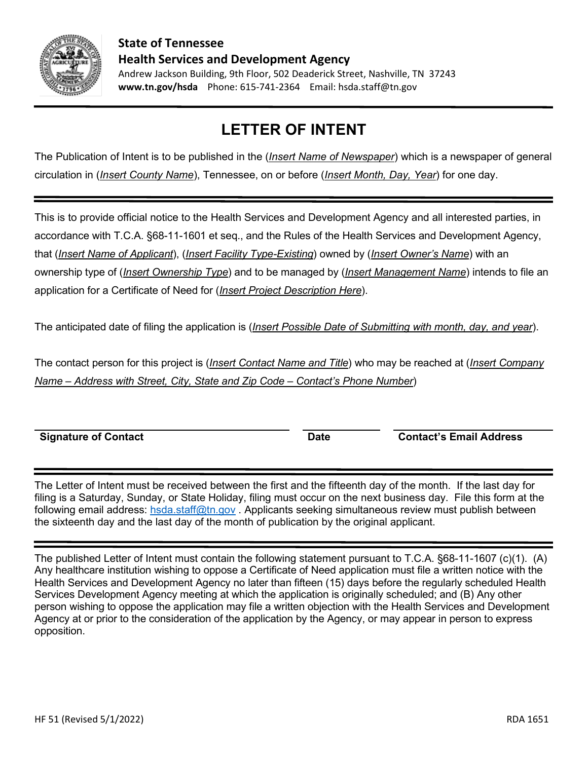**State of Tennessee**
**Health Services and Development Agency**
Andrew Jackson Building, 9th Floor, 502 Deaderick Street, Nashville, TN 37243
**www.tn.gov/hsda** Phone: 615-741-2364 Email: hsda.staff@tn.gov

---

# LETTER OF INTENT

The Publication of Intent is to be published in the (*Insert Name of Newspaper*) which is a newspaper of general circulation in (*Insert County Name*), Tennessee, on or before (*Insert Month, Day, Year*) for one day.

---

This is to provide official notice to the Health Services and Development Agency and all interested parties, in accordance with T.C.A. §68-11-1601 et seq., and the Rules of the Health Services and Development Agency, that (*Insert Name of Applicant*), (*Insert Facility Type-Existing*) owned by (*Insert Owner's Name*) with an ownership type of (*Insert Ownership Type*) and to be managed by (*Insert Management Name*) intends to file an application for a Certificate of Need for (*Insert Project Description Here*).

The anticipated date of filing the application is (*Insert Possible Date of Submitting with month, day, and year*).

The contact person for this project is (*Insert Contact Name and Title*) who may be reached at (*Insert Company Name – Address with Street, City, State and Zip Code – Contact's Phone Number*)

| **Signature of Contact** | **Date** | **Contact's Email Address** |
|---|---|---|

---

The Letter of Intent must be received between the first and the fifteenth day of the month. If the last day for filing is a Saturday, Sunday, or State Holiday, filing must occur on the next business day. File this form at the following email address: hsda.staff@tn.gov . Applicants seeking simultaneous review must publish between the sixteenth day and the last day of the month of publication by the original applicant.

---

The published Letter of Intent must contain the following statement pursuant to T.C.A. §68-11-1607 (c)(1). (A) Any healthcare institution wishing to oppose a Certificate of Need application must file a written notice with the Health Services and Development Agency no later than fifteen (15) days before the regularly scheduled Health Services Development Agency meeting at which the application is originally scheduled; and (B) Any other person wishing to oppose the application may file a written objection with the Health Services and Development Agency at or prior to the consideration of the application by the Agency, or may appear in person to express opposition.

HF 51 (Revised 5/1/2022) RDA 1651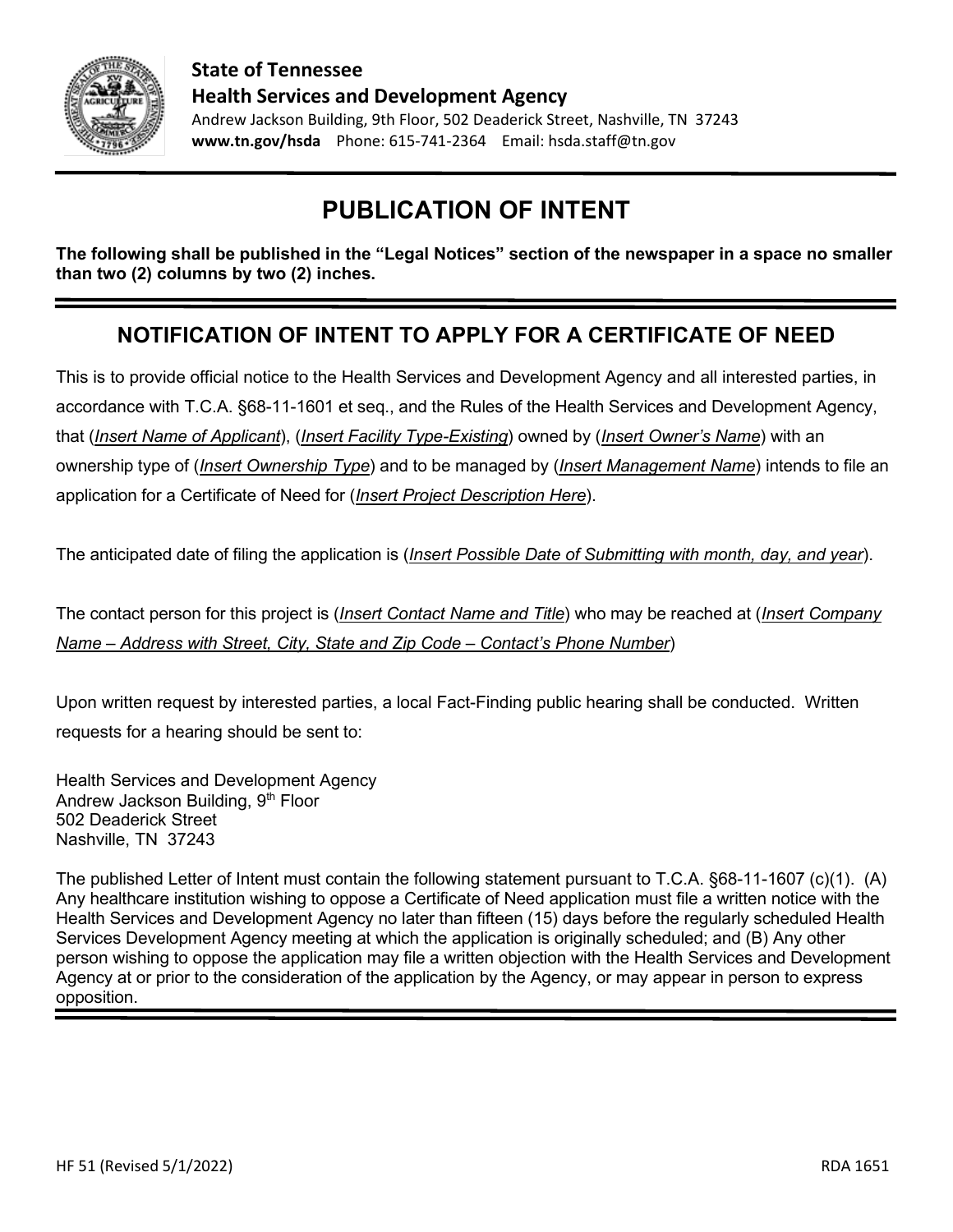**State of Tennessee**
**Health Services and Development Agency**
Andrew Jackson Building, 9th Floor, 502 Deaderick Street, Nashville, TN 37243
**www.tn.gov/hsda** Phone: 615-741-2364 Email: hsda.staff@tn.gov

# PUBLICATION OF INTENT

**The following shall be published in the "Legal Notices" section of the newspaper in a space no smaller than two (2) columns by two (2) inches.**

## NOTIFICATION OF INTENT TO APPLY FOR A CERTIFICATE OF NEED

This is to provide official notice to the Health Services and Development Agency and all interested parties, in accordance with T.C.A. §68-11-1601 et seq., and the Rules of the Health Services and Development Agency, that (*Insert Name of Applicant*), (*Insert Facility Type-Existing*) owned by (*Insert Owner's Name*) with an ownership type of (*Insert Ownership Type*) and to be managed by (*Insert Management Name*) intends to file an application for a Certificate of Need for (*Insert Project Description Here*).

The anticipated date of filing the application is (*Insert Possible Date of Submitting with month, day, and year*).

The contact person for this project is (*Insert Contact Name and Title*) who may be reached at (*Insert Company Name – Address with Street, City, State and Zip Code – Contact's Phone Number*)

Upon written request by interested parties, a local Fact-Finding public hearing shall be conducted. Written requests for a hearing should be sent to:

Health Services and Development Agency
Andrew Jackson Building, 9th Floor
502 Deaderick Street
Nashville, TN 37243

The published Letter of Intent must contain the following statement pursuant to T.C.A. §68-11-1607 (c)(1). (A) Any healthcare institution wishing to oppose a Certificate of Need application must file a written notice with the Health Services and Development Agency no later than fifteen (15) days before the regularly scheduled Health Services Development Agency meeting at which the application is originally scheduled; and (B) Any other person wishing to oppose the application may file a written objection with the Health Services and Development Agency at or prior to the consideration of the application by the Agency, or may appear in person to express opposition.

HF 51 (Revised 5/1/2022) RDA 1651